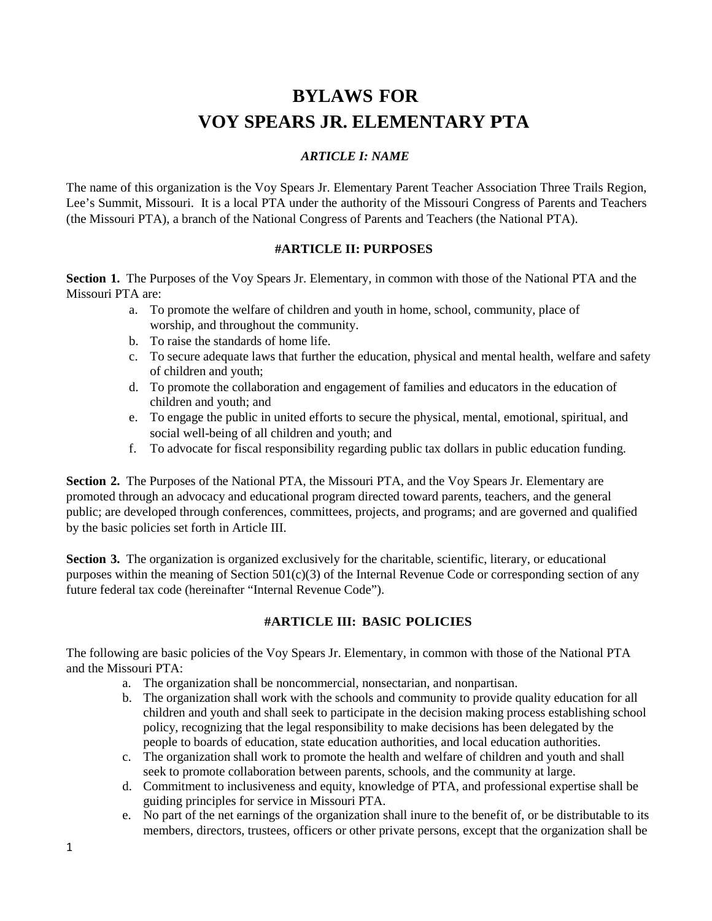# BYLAWS FOR
# VOY SPEARS JR. ELEMENTARY PTA

### *ARTICLE I: NAME*

The name of this organization is the Voy Spears Jr. Elementary Parent Teacher Association Three Trails Region, Lee's Summit, Missouri. It is a local PTA under the authority of the Missouri Congress of Parents and Teachers (the Missouri PTA), a branch of the National Congress of Parents and Teachers (the National PTA).

### #ARTICLE II: PURPOSES

**Section 1.** The Purposes of the Voy Spears Jr. Elementary, in common with those of the National PTA and the Missouri PTA are:

a. To promote the welfare of children and youth in home, school, community, place of worship, and throughout the community.
b. To raise the standards of home life.
c. To secure adequate laws that further the education, physical and mental health, welfare and safety of children and youth;
d. To promote the collaboration and engagement of families and educators in the education of children and youth; and
e. To engage the public in united efforts to secure the physical, mental, emotional, spiritual, and social well-being of all children and youth; and
f. To advocate for fiscal responsibility regarding public tax dollars in public education funding.

**Section 2.** The Purposes of the National PTA, the Missouri PTA, and the Voy Spears Jr. Elementary are promoted through an advocacy and educational program directed toward parents, teachers, and the general public; are developed through conferences, committees, projects, and programs; and are governed and qualified by the basic policies set forth in Article III.

**Section 3.** The organization is organized exclusively for the charitable, scientific, literary, or educational purposes within the meaning of Section 501(c)(3) of the Internal Revenue Code or corresponding section of any future federal tax code (hereinafter "Internal Revenue Code").

### #ARTICLE III: BASIC POLICIES

The following are basic policies of the Voy Spears Jr. Elementary, in common with those of the National PTA and the Missouri PTA:

a. The organization shall be noncommercial, nonsectarian, and nonpartisan.
b. The organization shall work with the schools and community to provide quality education for all children and youth and shall seek to participate in the decision making process establishing school policy, recognizing that the legal responsibility to make decisions has been delegated by the people to boards of education, state education authorities, and local education authorities.
c. The organization shall work to promote the health and welfare of children and youth and shall seek to promote collaboration between parents, schools, and the community at large.
d. Commitment to inclusiveness and equity, knowledge of PTA, and professional expertise shall be guiding principles for service in Missouri PTA.
e. No part of the net earnings of the organization shall inure to the benefit of, or be distributable to its members, directors, trustees, officers or other private persons, except that the organization shall be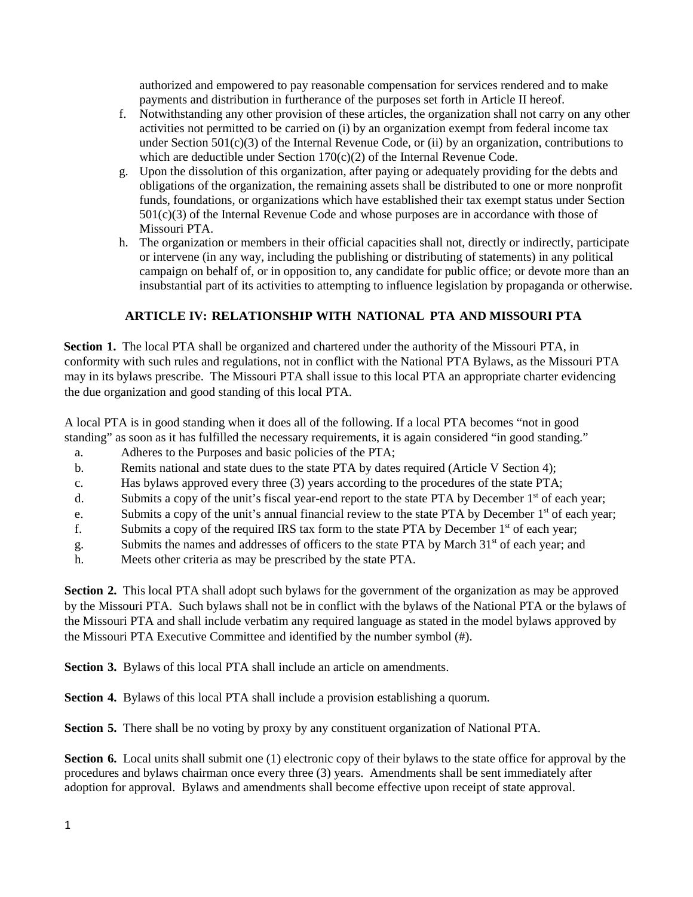authorized and empowered to pay reasonable compensation for services rendered and to make payments and distribution in furtherance of the purposes set forth in Article II hereof.

f. Notwithstanding any other provision of these articles, the organization shall not carry on any other activities not permitted to be carried on (i) by an organization exempt from federal income tax under Section 501(c)(3) of the Internal Revenue Code, or (ii) by an organization, contributions to which are deductible under Section 170(c)(2) of the Internal Revenue Code.

g. Upon the dissolution of this organization, after paying or adequately providing for the debts and obligations of the organization, the remaining assets shall be distributed to one or more nonprofit funds, foundations, or organizations which have established their tax exempt status under Section 501(c)(3) of the Internal Revenue Code and whose purposes are in accordance with those of Missouri PTA.

h. The organization or members in their official capacities shall not, directly or indirectly, participate or intervene (in any way, including the publishing or distributing of statements) in any political campaign on behalf of, or in opposition to, any candidate for public office; or devote more than an insubstantial part of its activities to attempting to influence legislation by propaganda or otherwise.

## ARTICLE IV: RELATIONSHIP WITH NATIONAL PTA AND MISSOURI PTA

**Section 1.** The local PTA shall be organized and chartered under the authority of the Missouri PTA, in conformity with such rules and regulations, not in conflict with the National PTA Bylaws, as the Missouri PTA may in its bylaws prescribe. The Missouri PTA shall issue to this local PTA an appropriate charter evidencing the due organization and good standing of this local PTA.

A local PTA is in good standing when it does all of the following. If a local PTA becomes "not in good standing" as soon as it has fulfilled the necessary requirements, it is again considered "in good standing."

a. Adheres to the Purposes and basic policies of the PTA;
b. Remits national and state dues to the state PTA by dates required (Article V Section 4);
c. Has bylaws approved every three (3) years according to the procedures of the state PTA;
d. Submits a copy of the unit's fiscal year-end report to the state PTA by December 1st of each year;
e. Submits a copy of the unit's annual financial review to the state PTA by December 1st of each year;
f. Submits a copy of the required IRS tax form to the state PTA by December 1st of each year;
g. Submits the names and addresses of officers to the state PTA by March 31st of each year; and
h. Meets other criteria as may be prescribed by the state PTA.

**Section 2.** This local PTA shall adopt such bylaws for the government of the organization as may be approved by the Missouri PTA. Such bylaws shall not be in conflict with the bylaws of the National PTA or the bylaws of the Missouri PTA and shall include verbatim any required language as stated in the model bylaws approved by the Missouri PTA Executive Committee and identified by the number symbol (#).

**Section 3.** Bylaws of this local PTA shall include an article on amendments.

**Section 4.** Bylaws of this local PTA shall include a provision establishing a quorum.

**Section 5.** There shall be no voting by proxy by any constituent organization of National PTA.

**Section 6.** Local units shall submit one (1) electronic copy of their bylaws to the state office for approval by the procedures and bylaws chairman once every three (3) years. Amendments shall be sent immediately after adoption for approval. Bylaws and amendments shall become effective upon receipt of state approval.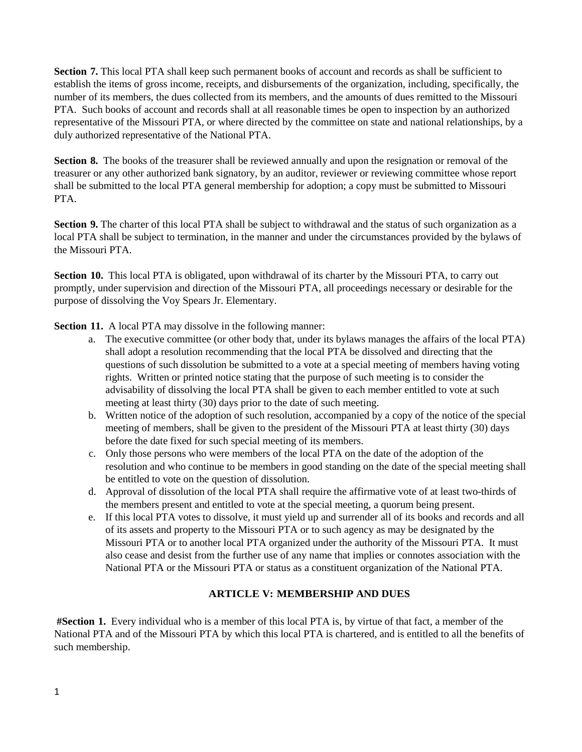**Section 7.** This local PTA shall keep such permanent books of account and records as shall be sufficient to establish the items of gross income, receipts, and disbursements of the organization, including, specifically, the number of its members, the dues collected from its members, and the amounts of dues remitted to the Missouri PTA. Such books of account and records shall at all reasonable times be open to inspection by an authorized representative of the Missouri PTA, or where directed by the committee on state and national relationships, by a duly authorized representative of the National PTA.

**Section 8.** The books of the treasurer shall be reviewed annually and upon the resignation or removal of the treasurer or any other authorized bank signatory, by an auditor, reviewer or reviewing committee whose report shall be submitted to the local PTA general membership for adoption; a copy must be submitted to Missouri PTA.

**Section 9.** The charter of this local PTA shall be subject to withdrawal and the status of such organization as a local PTA shall be subject to termination, in the manner and under the circumstances provided by the bylaws of the Missouri PTA.

**Section 10.** This local PTA is obligated, upon withdrawal of its charter by the Missouri PTA, to carry out promptly, under supervision and direction of the Missouri PTA, all proceedings necessary or desirable for the purpose of dissolving the Voy Spears Jr. Elementary.

**Section 11.** A local PTA may dissolve in the following manner:

a. The executive committee (or other body that, under its bylaws manages the affairs of the local PTA) shall adopt a resolution recommending that the local PTA be dissolved and directing that the questions of such dissolution be submitted to a vote at a special meeting of members having voting rights. Written or printed notice stating that the purpose of such meeting is to consider the advisability of dissolving the local PTA shall be given to each member entitled to vote at such meeting at least thirty (30) days prior to the date of such meeting.
b. Written notice of the adoption of such resolution, accompanied by a copy of the notice of the special meeting of members, shall be given to the president of the Missouri PTA at least thirty (30) days before the date fixed for such special meeting of its members.
c. Only those persons who were members of the local PTA on the date of the adoption of the resolution and who continue to be members in good standing on the date of the special meeting shall be entitled to vote on the question of dissolution.
d. Approval of dissolution of the local PTA shall require the affirmative vote of at least two-thirds of the members present and entitled to vote at the special meeting, a quorum being present.
e. If this local PTA votes to dissolve, it must yield up and surrender all of its books and records and all of its assets and property to the Missouri PTA or to such agency as may be designated by the Missouri PTA or to another local PTA organized under the authority of the Missouri PTA. It must also cease and desist from the further use of any name that implies or connotes association with the National PTA or the Missouri PTA or status as a constituent organization of the National PTA.

## ARTICLE V: MEMBERSHIP AND DUES

**#Section 1.** Every individual who is a member of this local PTA is, by virtue of that fact, a member of the National PTA and of the Missouri PTA by which this local PTA is chartered, and is entitled to all the benefits of such membership.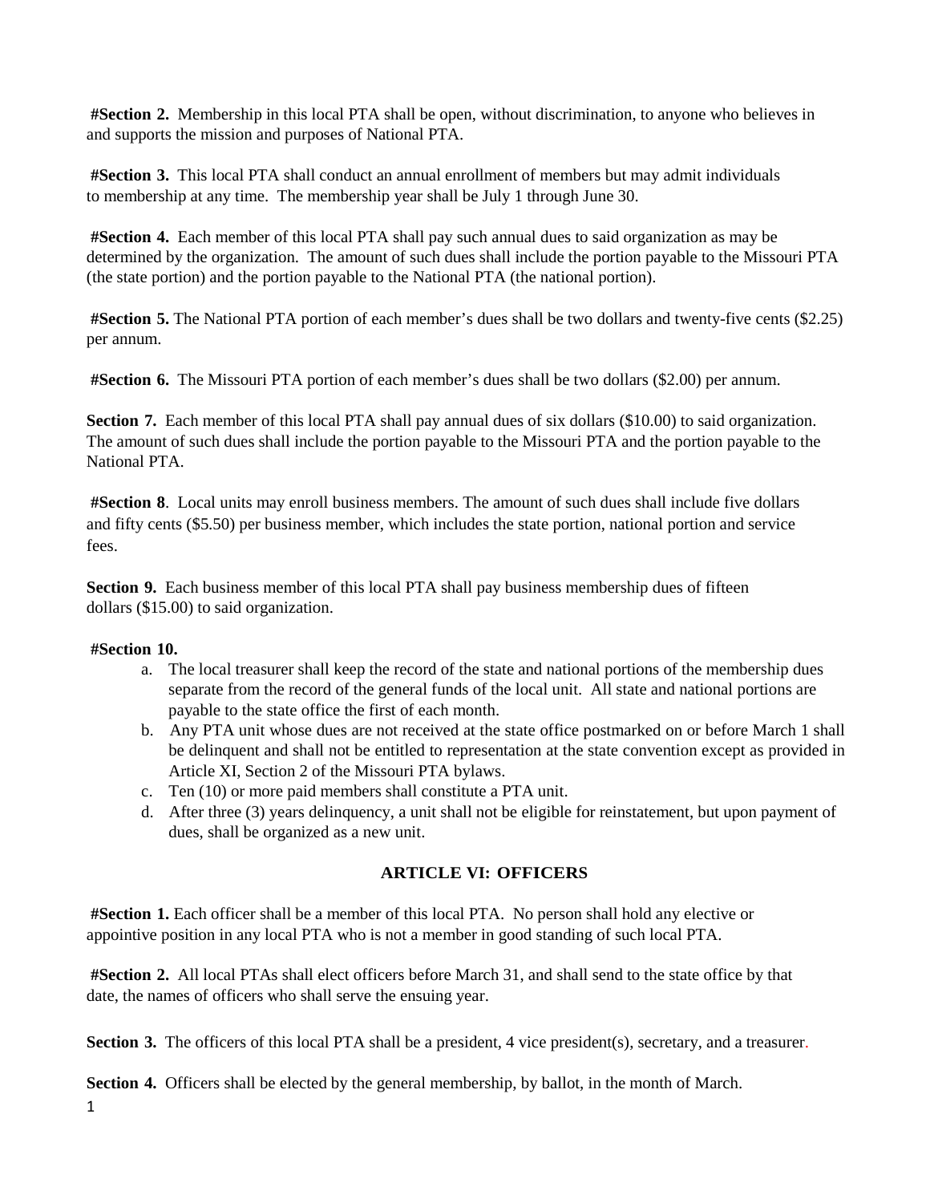**#Section 2.** Membership in this local PTA shall be open, without discrimination, to anyone who believes in and supports the mission and purposes of National PTA.

**#Section 3.** This local PTA shall conduct an annual enrollment of members but may admit individuals to membership at any time. The membership year shall be July 1 through June 30.

**#Section 4.** Each member of this local PTA shall pay such annual dues to said organization as may be determined by the organization. The amount of such dues shall include the portion payable to the Missouri PTA (the state portion) and the portion payable to the National PTA (the national portion).

**#Section 5.** The National PTA portion of each member's dues shall be two dollars and twenty-five cents ($2.25) per annum.

**#Section 6.** The Missouri PTA portion of each member's dues shall be two dollars ($2.00) per annum.

**Section 7.** Each member of this local PTA shall pay annual dues of six dollars ($10.00) to said organization. The amount of such dues shall include the portion payable to the Missouri PTA and the portion payable to the National PTA.

**#Section 8**. Local units may enroll business members. The amount of such dues shall include five dollars and fifty cents ($5.50) per business member, which includes the state portion, national portion and service fees.

**Section 9.** Each business member of this local PTA shall pay business membership dues of fifteen dollars ($15.00) to said organization.

**#Section 10.**

a. The local treasurer shall keep the record of the state and national portions of the membership dues separate from the record of the general funds of the local unit. All state and national portions are payable to the state office the first of each month.
b. Any PTA unit whose dues are not received at the state office postmarked on or before March 1 shall be delinquent and shall not be entitled to representation at the state convention except as provided in Article XI, Section 2 of the Missouri PTA bylaws.
c. Ten (10) or more paid members shall constitute a PTA unit.
d. After three (3) years delinquency, a unit shall not be eligible for reinstatement, but upon payment of dues, shall be organized as a new unit.

## ARTICLE VI: OFFICERS

**#Section 1.** Each officer shall be a member of this local PTA. No person shall hold any elective or appointive position in any local PTA who is not a member in good standing of such local PTA.

**#Section 2.** All local PTAs shall elect officers before March 31, and shall send to the state office by that date, the names of officers who shall serve the ensuing year.

**Section 3.** The officers of this local PTA shall be a president, 4 vice president(s), secretary, and a treasurer.

**Section 4.** Officers shall be elected by the general membership, by ballot, in the month of March.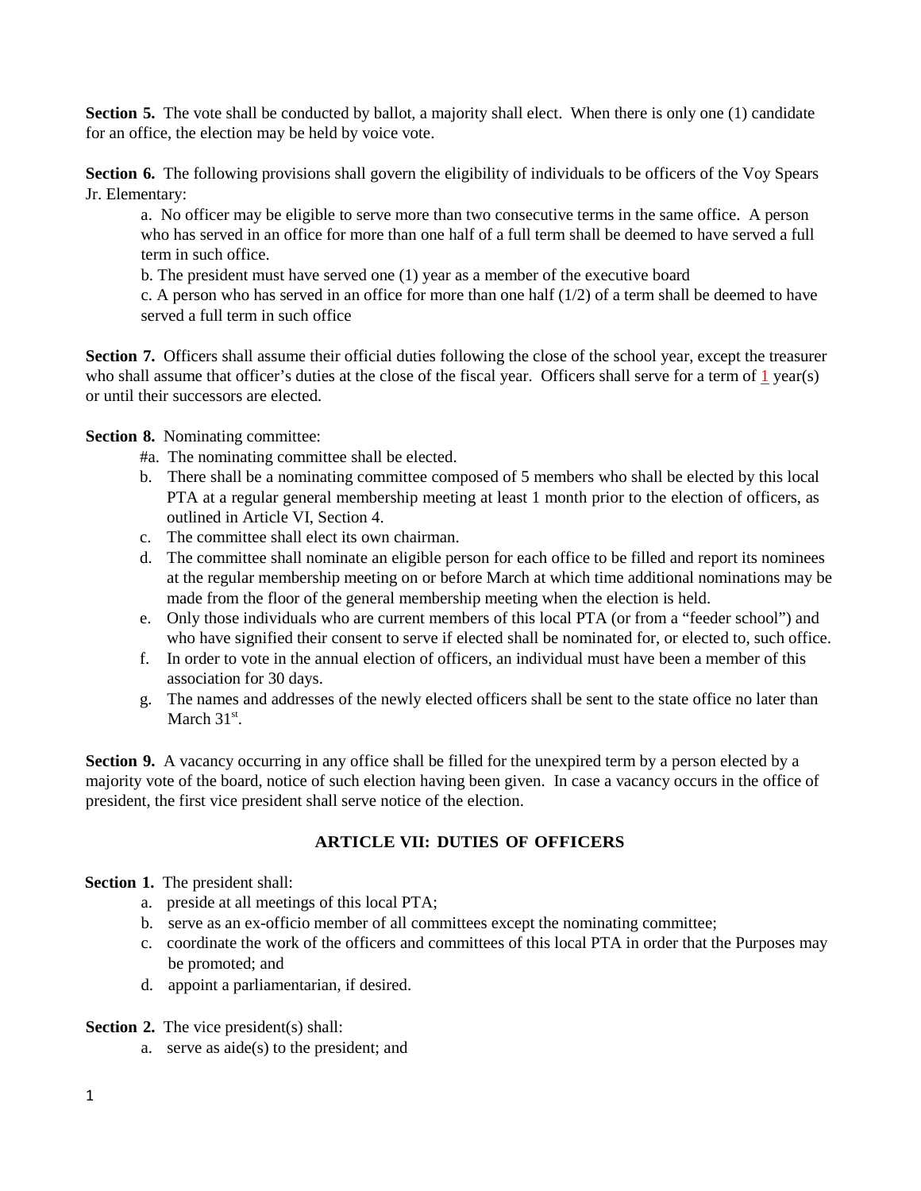**Section 5.** The vote shall be conducted by ballot, a majority shall elect. When there is only one (1) candidate for an office, the election may be held by voice vote.

**Section 6.** The following provisions shall govern the eligibility of individuals to be officers of the Voy Spears Jr. Elementary:

a. No officer may be eligible to serve more than two consecutive terms in the same office. A person who has served in an office for more than one half of a full term shall be deemed to have served a full term in such office.
b. The president must have served one (1) year as a member of the executive board
c. A person who has served in an office for more than one half (1/2) of a term shall be deemed to have served a full term in such office

**Section 7.** Officers shall assume their official duties following the close of the school year, except the treasurer who shall assume that officer's duties at the close of the fiscal year. Officers shall serve for a term of 1 year(s) or until their successors are elected.

**Section 8.** Nominating committee:

#a. The nominating committee shall be elected.
b. There shall be a nominating committee composed of 5 members who shall be elected by this local PTA at a regular general membership meeting at least 1 month prior to the election of officers, as outlined in Article VI, Section 4.
c. The committee shall elect its own chairman.
d. The committee shall nominate an eligible person for each office to be filled and report its nominees at the regular membership meeting on or before March at which time additional nominations may be made from the floor of the general membership meeting when the election is held.
e. Only those individuals who are current members of this local PTA (or from a "feeder school") and who have signified their consent to serve if elected shall be nominated for, or elected to, such office.
f. In order to vote in the annual election of officers, an individual must have been a member of this association for 30 days.
g. The names and addresses of the newly elected officers shall be sent to the state office no later than March 31st.

**Section 9.** A vacancy occurring in any office shall be filled for the unexpired term by a person elected by a majority vote of the board, notice of such election having been given. In case a vacancy occurs in the office of president, the first vice president shall serve notice of the election.

## ARTICLE VII: DUTIES OF OFFICERS

**Section 1.** The president shall:

a. preside at all meetings of this local PTA;
b. serve as an ex-officio member of all committees except the nominating committee;
c. coordinate the work of the officers and committees of this local PTA in order that the Purposes may be promoted; and
d. appoint a parliamentarian, if desired.

**Section 2.** The vice president(s) shall:

a. serve as aide(s) to the president; and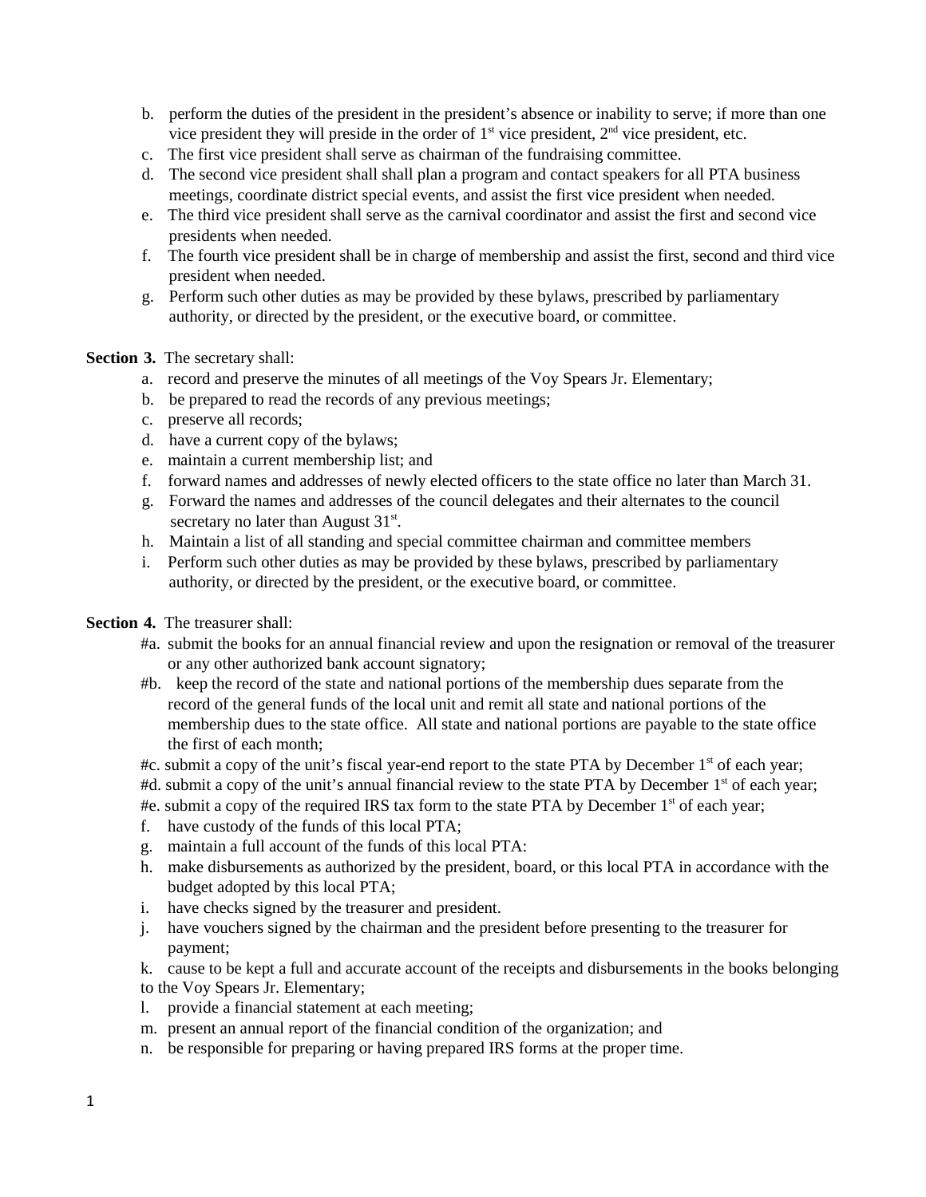b. perform the duties of the president in the president's absence or inability to serve; if more than one vice president they will preside in the order of 1st vice president, 2nd vice president, etc.
c. The first vice president shall serve as chairman of the fundraising committee.
d. The second vice president shall shall plan a program and contact speakers for all PTA business meetings, coordinate district special events, and assist the first vice president when needed.
e. The third vice president shall serve as the carnival coordinator and assist the first and second vice presidents when needed.
f. The fourth vice president shall be in charge of membership and assist the first, second and third vice president when needed.
g. Perform such other duties as may be provided by these bylaws, prescribed by parliamentary authority, or directed by the president, or the executive board, or committee.

**Section 3.** The secretary shall:

a. record and preserve the minutes of all meetings of the Voy Spears Jr. Elementary;
b. be prepared to read the records of any previous meetings;
c. preserve all records;
d. have a current copy of the bylaws;
e. maintain a current membership list; and
f. forward names and addresses of newly elected officers to the state office no later than March 31.
g. Forward the names and addresses of the council delegates and their alternates to the council secretary no later than August 31st.
h. Maintain a list of all standing and special committee chairman and committee members
i. Perform such other duties as may be provided by these bylaws, prescribed by parliamentary authority, or directed by the president, or the executive board, or committee.

**Section 4.** The treasurer shall:

#a. submit the books for an annual financial review and upon the resignation or removal of the treasurer or any other authorized bank account signatory;
#b. keep the record of the state and national portions of the membership dues separate from the record of the general funds of the local unit and remit all state and national portions of the membership dues to the state office. All state and national portions are payable to the state office the first of each month;
#c. submit a copy of the unit's fiscal year-end report to the state PTA by December 1st of each year;
#d. submit a copy of the unit's annual financial review to the state PTA by December 1st of each year;
#e. submit a copy of the required IRS tax form to the state PTA by December 1st of each year;
f. have custody of the funds of this local PTA;
g. maintain a full account of the funds of this local PTA:
h. make disbursements as authorized by the president, board, or this local PTA in accordance with the budget adopted by this local PTA;
i. have checks signed by the treasurer and president.
j. have vouchers signed by the chairman and the president before presenting to the treasurer for payment;
k. cause to be kept a full and accurate account of the receipts and disbursements in the books belonging to the Voy Spears Jr. Elementary;
l. provide a financial statement at each meeting;
m. present an annual report of the financial condition of the organization; and
n. be responsible for preparing or having prepared IRS forms at the proper time.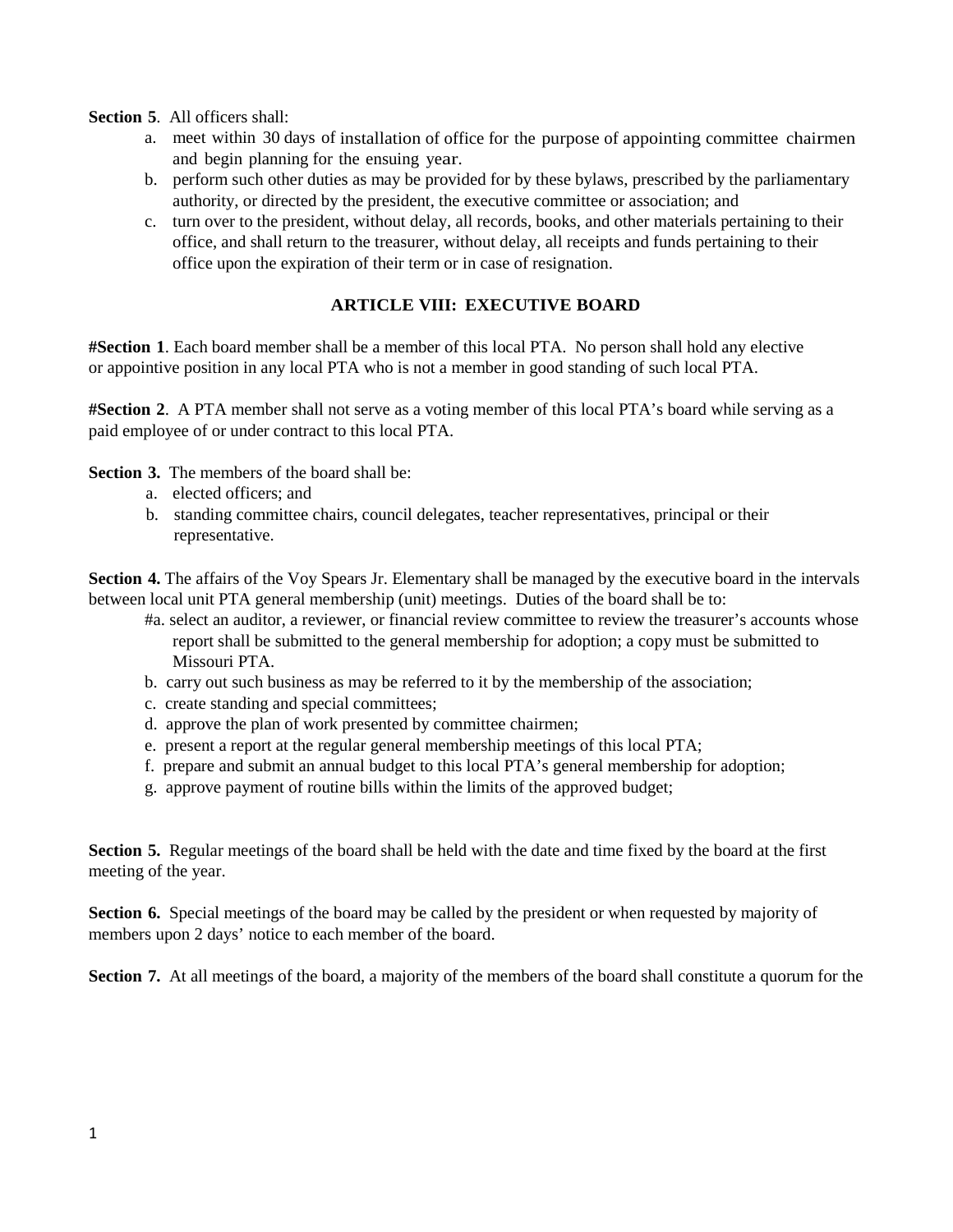**Section 5**. All officers shall:

a. meet within 30 days of installation of office for the purpose of appointing committee chairmen and begin planning for the ensuing year.
b. perform such other duties as may be provided for by these bylaws, prescribed by the parliamentary authority, or directed by the president, the executive committee or association; and
c. turn over to the president, without delay, all records, books, and other materials pertaining to their office, and shall return to the treasurer, without delay, all receipts and funds pertaining to their office upon the expiration of their term or in case of resignation.

## ARTICLE VIII: EXECUTIVE BOARD

**#Section 1**. Each board member shall be a member of this local PTA. No person shall hold any elective or appointive position in any local PTA who is not a member in good standing of such local PTA.

**#Section 2**. A PTA member shall not serve as a voting member of this local PTA's board while serving as a paid employee of or under contract to this local PTA.

**Section 3.** The members of the board shall be:

a. elected officers; and
b. standing committee chairs, council delegates, teacher representatives, principal or their representative.

**Section 4.** The affairs of the Voy Spears Jr. Elementary shall be managed by the executive board in the intervals between local unit PTA general membership (unit) meetings. Duties of the board shall be to:

#a. select an auditor, a reviewer, or financial review committee to review the treasurer's accounts whose report shall be submitted to the general membership for adoption; a copy must be submitted to Missouri PTA.
b. carry out such business as may be referred to it by the membership of the association;
c. create standing and special committees;
d. approve the plan of work presented by committee chairmen;
e. present a report at the regular general membership meetings of this local PTA;
f. prepare and submit an annual budget to this local PTA's general membership for adoption;
g. approve payment of routine bills within the limits of the approved budget;

**Section 5.** Regular meetings of the board shall be held with the date and time fixed by the board at the first meeting of the year.

**Section 6.** Special meetings of the board may be called by the president or when requested by majority of members upon 2 days' notice to each member of the board.

**Section 7.** At all meetings of the board, a majority of the members of the board shall constitute a quorum for the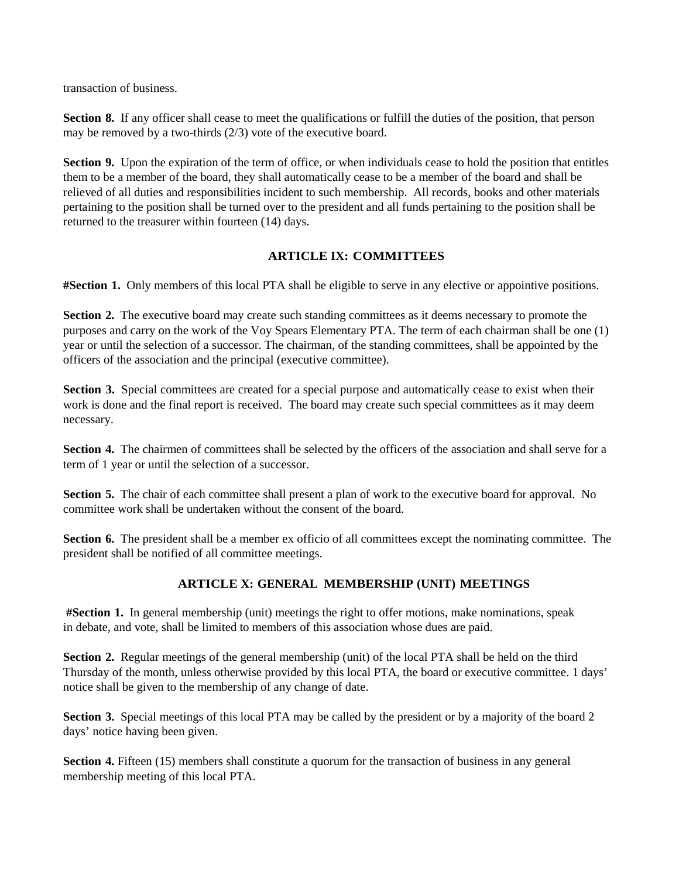transaction of business.

**Section 8.** If any officer shall cease to meet the qualifications or fulfill the duties of the position, that person may be removed by a two-thirds (2/3) vote of the executive board.

**Section 9.** Upon the expiration of the term of office, or when individuals cease to hold the position that entitles them to be a member of the board, they shall automatically cease to be a member of the board and shall be relieved of all duties and responsibilities incident to such membership. All records, books and other materials pertaining to the position shall be turned over to the president and all funds pertaining to the position shall be returned to the treasurer within fourteen (14) days.

## ARTICLE IX: COMMITTEES

**#Section 1.** Only members of this local PTA shall be eligible to serve in any elective or appointive positions.

**Section 2.** The executive board may create such standing committees as it deems necessary to promote the purposes and carry on the work of the Voy Spears Elementary PTA. The term of each chairman shall be one (1) year or until the selection of a successor. The chairman, of the standing committees, shall be appointed by the officers of the association and the principal (executive committee).

**Section 3.** Special committees are created for a special purpose and automatically cease to exist when their work is done and the final report is received. The board may create such special committees as it may deem necessary.

**Section 4.** The chairmen of committees shall be selected by the officers of the association and shall serve for a term of 1 year or until the selection of a successor.

**Section 5.** The chair of each committee shall present a plan of work to the executive board for approval. No committee work shall be undertaken without the consent of the board.

**Section 6.** The president shall be a member ex officio of all committees except the nominating committee. The president shall be notified of all committee meetings.

## ARTICLE X: GENERAL MEMBERSHIP (UNIT) MEETINGS

**#Section 1.** In general membership (unit) meetings the right to offer motions, make nominations, speak in debate, and vote, shall be limited to members of this association whose dues are paid.

**Section 2.** Regular meetings of the general membership (unit) of the local PTA shall be held on the third Thursday of the month, unless otherwise provided by this local PTA, the board or executive committee. 1 days' notice shall be given to the membership of any change of date.

**Section 3.** Special meetings of this local PTA may be called by the president or by a majority of the board 2 days' notice having been given.

**Section 4.** Fifteen (15) members shall constitute a quorum for the transaction of business in any general membership meeting of this local PTA.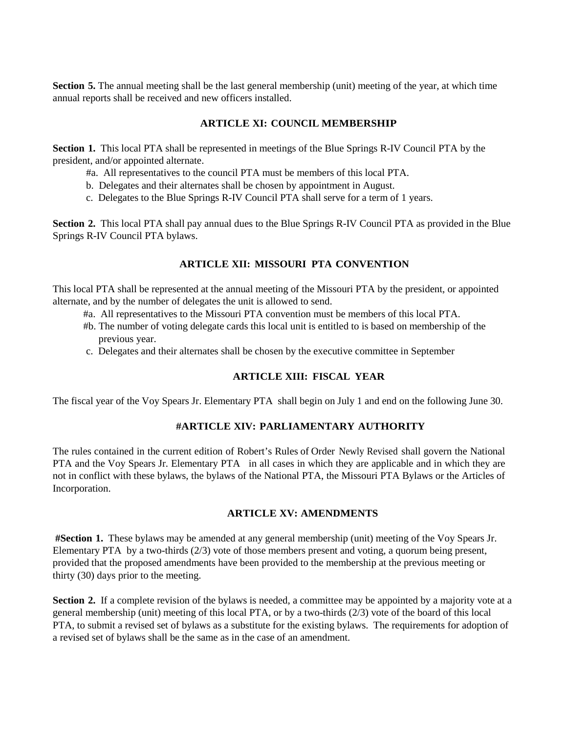**Section 5.** The annual meeting shall be the last general membership (unit) meeting of the year, at which time annual reports shall be received and new officers installed.

## ARTICLE XI: COUNCIL MEMBERSHIP

**Section 1.** This local PTA shall be represented in meetings of the Blue Springs R-IV Council PTA by the president, and/or appointed alternate.

#a. All representatives to the council PTA must be members of this local PTA.

b. Delegates and their alternates shall be chosen by appointment in August.

c. Delegates to the Blue Springs R-IV Council PTA shall serve for a term of 1 years.

**Section 2.** This local PTA shall pay annual dues to the Blue Springs R-IV Council PTA as provided in the Blue Springs R-IV Council PTA bylaws.

## ARTICLE XII: MISSOURI PTA CONVENTION

This local PTA shall be represented at the annual meeting of the Missouri PTA by the president, or appointed alternate, and by the number of delegates the unit is allowed to send.

#a. All representatives to the Missouri PTA convention must be members of this local PTA.

#b. The number of voting delegate cards this local unit is entitled to is based on membership of the previous year.

c. Delegates and their alternates shall be chosen by the executive committee in September

## ARTICLE XIII: FISCAL YEAR

The fiscal year of the Voy Spears Jr. Elementary PTA shall begin on July 1 and end on the following June 30.

## #ARTICLE XIV: PARLIAMENTARY AUTHORITY

The rules contained in the current edition of Robert's Rules of Order Newly Revised shall govern the National PTA and the Voy Spears Jr. Elementary PTA in all cases in which they are applicable and in which they are not in conflict with these bylaws, the bylaws of the National PTA, the Missouri PTA Bylaws or the Articles of Incorporation.

## ARTICLE XV: AMENDMENTS

**#Section 1.** These bylaws may be amended at any general membership (unit) meeting of the Voy Spears Jr. Elementary PTA by a two-thirds (2/3) vote of those members present and voting, a quorum being present, provided that the proposed amendments have been provided to the membership at the previous meeting or thirty (30) days prior to the meeting.

**Section 2.** If a complete revision of the bylaws is needed, a committee may be appointed by a majority vote at a general membership (unit) meeting of this local PTA, or by a two-thirds (2/3) vote of the board of this local PTA, to submit a revised set of bylaws as a substitute for the existing bylaws. The requirements for adoption of a revised set of bylaws shall be the same as in the case of an amendment.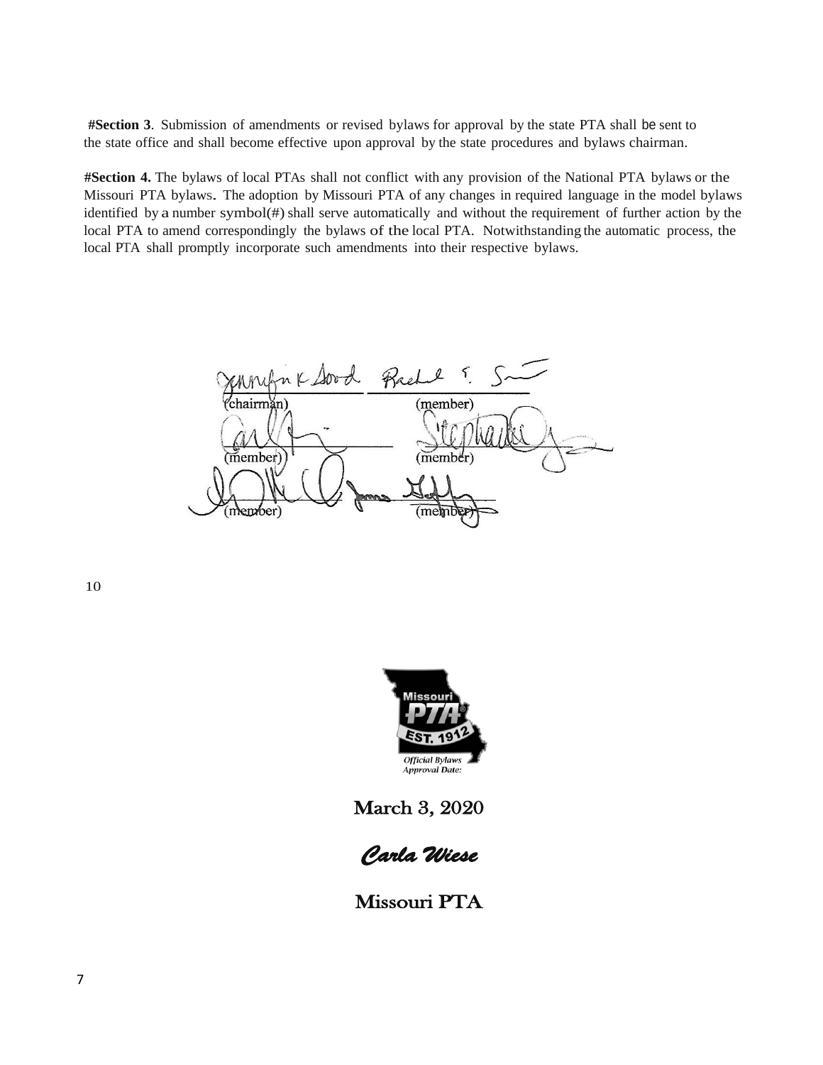**#Section 3**. Submission of amendments or revised bylaws for approval by the state PTA shall be sent to the state office and shall become effective upon approval by the state procedures and bylaws chairman.

**#Section 4.** The bylaws of local PTAs shall not conflict with any provision of the National PTA bylaws or the Missouri PTA bylaws. The adoption by Missouri PTA of any changes in required language in the model bylaws identified by a number symbol(#) shall serve automatically and without the requirement of further action by the local PTA to amend correspondingly the bylaws of the local PTA. Notwithstanding the automatic process, the local PTA shall promptly incorporate such amendments into their respective bylaws.

(chairman) (member)

(member) (member)

(member) (member)

Missouri PTA EST. 1912

Official Bylaws Approval Date:

March 3, 2020

*Carla Wiese*

Missouri PTA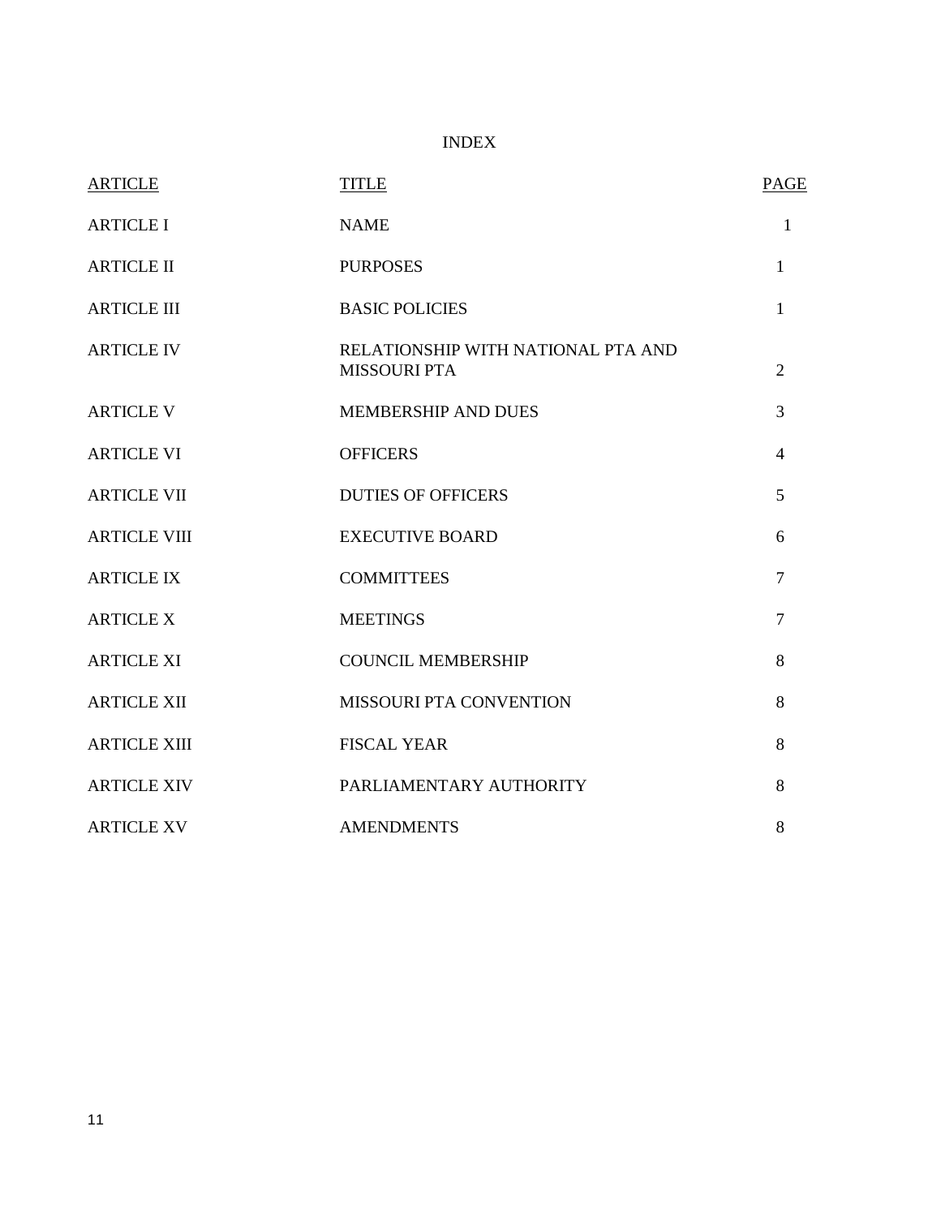# INDEX

| ARTICLE | TITLE | PAGE |
|---|---|---|
| ARTICLE I | NAME | 1 |
| ARTICLE II | PURPOSES | 1 |
| ARTICLE III | BASIC POLICIES | 1 |
| ARTICLE IV | RELATIONSHIP WITH NATIONAL PTA AND MISSOURI PTA | 2 |
| ARTICLE V | MEMBERSHIP AND DUES | 3 |
| ARTICLE VI | OFFICERS | 4 |
| ARTICLE VII | DUTIES OF OFFICERS | 5 |
| ARTICLE VIII | EXECUTIVE BOARD | 6 |
| ARTICLE IX | COMMITTEES | 7 |
| ARTICLE X | MEETINGS | 7 |
| ARTICLE XI | COUNCIL MEMBERSHIP | 8 |
| ARTICLE XII | MISSOURI PTA CONVENTION | 8 |
| ARTICLE XIII | FISCAL YEAR | 8 |
| ARTICLE XIV | PARLIAMENTARY AUTHORITY | 8 |
| ARTICLE XV | AMENDMENTS | 8 |